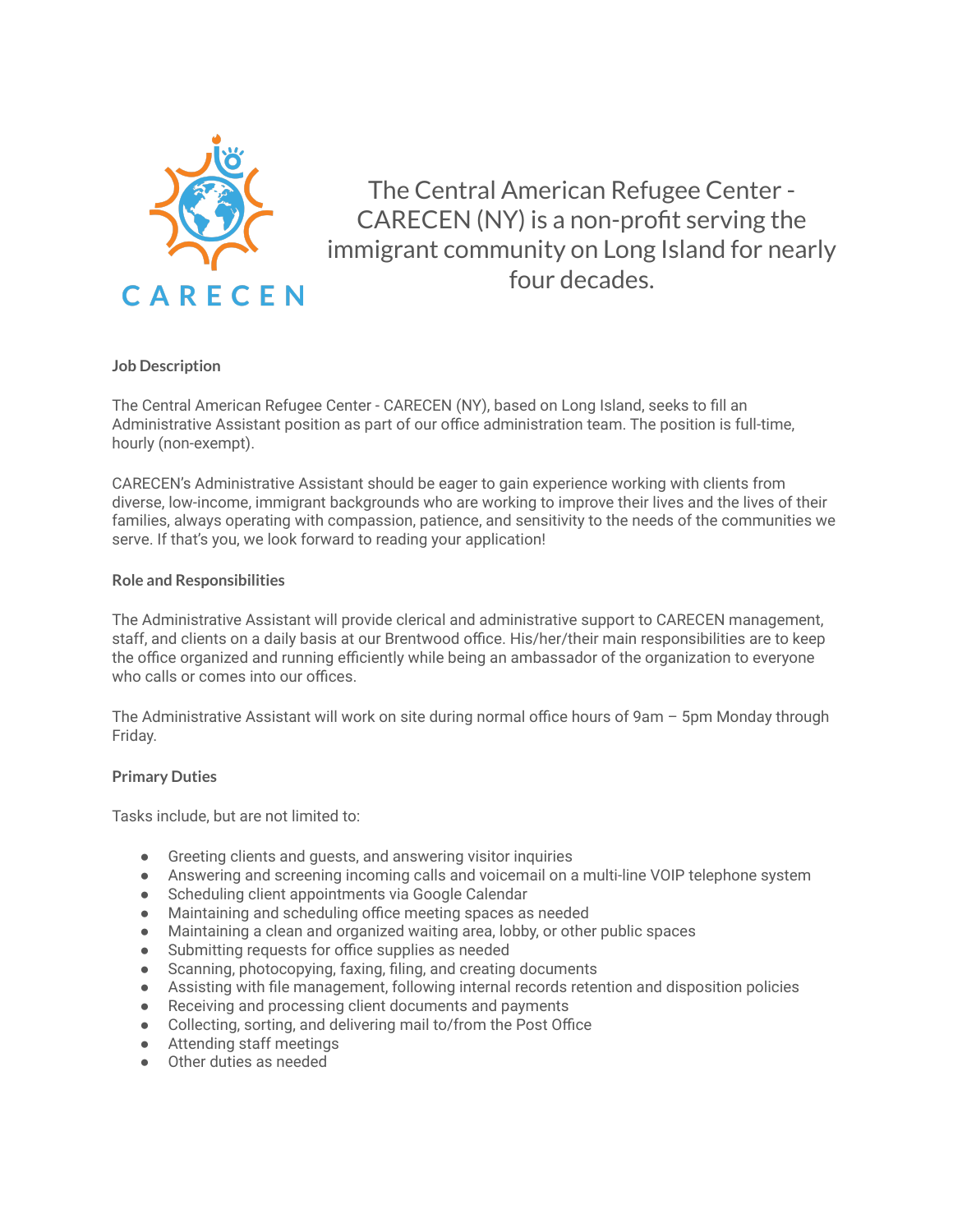CARECEN

The Central American Refugee Center - CARECEN (NY) is a non-profit serving the immigrant community on Long Island for nearly four decades.

**Job Description**

The Central American Refugee Center - CARECEN (NY), based on Long Island, seeks to fill an Administrative Assistant position as part of our office administration team. The position is full-time, hourly (non-exempt).

CARECEN's Administrative Assistant should be eager to gain experience working with clients from diverse, low-income, immigrant backgrounds who are working to improve their lives and the lives of their families, always operating with compassion, patience, and sensitivity to the needs of the communities we serve. If that's you, we look forward to reading your application!

**Role and Responsibilities**

The Administrative Assistant will provide clerical and administrative support to CARECEN management, staff, and clients on a daily basis at our Brentwood office. His/her/their main responsibilities are to keep the office organized and running efficiently while being an ambassador of the organization to everyone who calls or comes into our offices.

The Administrative Assistant will work on site during normal office hours of 9am – 5pm Monday through Friday.

**Primary Duties**

Tasks include, but are not limited to:

- Greeting clients and guests, and answering visitor inquiries
- Answering and screening incoming calls and voicemail on a multi-line VOIP telephone system
- Scheduling client appointments via Google Calendar
- Maintaining and scheduling office meeting spaces as needed
- Maintaining a clean and organized waiting area, lobby, or other public spaces
- Submitting requests for office supplies as needed
- Scanning, photocopying, faxing, filing, and creating documents
- Assisting with file management, following internal records retention and disposition policies
- Receiving and processing client documents and payments
- Collecting, sorting, and delivering mail to/from the Post Office
- Attending staff meetings
- Other duties as needed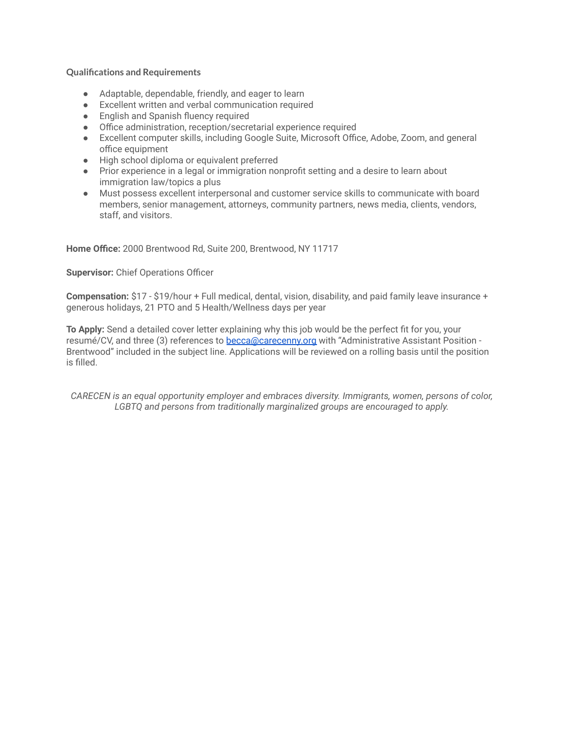**Qualifications and Requirements**

- Adaptable, dependable, friendly, and eager to learn
- Excellent written and verbal communication required
- English and Spanish fluency required
- Office administration, reception/secretarial experience required
- Excellent computer skills, including Google Suite, Microsoft Office, Adobe, Zoom, and general office equipment
- High school diploma or equivalent preferred
- Prior experience in a legal or immigration nonprofit setting and a desire to learn about immigration law/topics a plus
- Must possess excellent interpersonal and customer service skills to communicate with board members, senior management, attorneys, community partners, news media, clients, vendors, staff, and visitors.

**Home Office:** 2000 Brentwood Rd, Suite 200, Brentwood, NY 11717

**Supervisor:** Chief Operations Officer

**Compensation:** $17 - $19/hour + Full medical, dental, vision, disability, and paid family leave insurance + generous holidays, 21 PTO and 5 Health/Wellness days per year

**To Apply:** Send a detailed cover letter explaining why this job would be the perfect fit for you, your resumé/CV, and three (3) references to becca@carecenny.org with "Administrative Assistant Position - Brentwood" included in the subject line. Applications will be reviewed on a rolling basis until the position is filled.

*CARECEN is an equal opportunity employer and embraces diversity. Immigrants, women, persons of color, LGBTQ and persons from traditionally marginalized groups are encouraged to apply.*